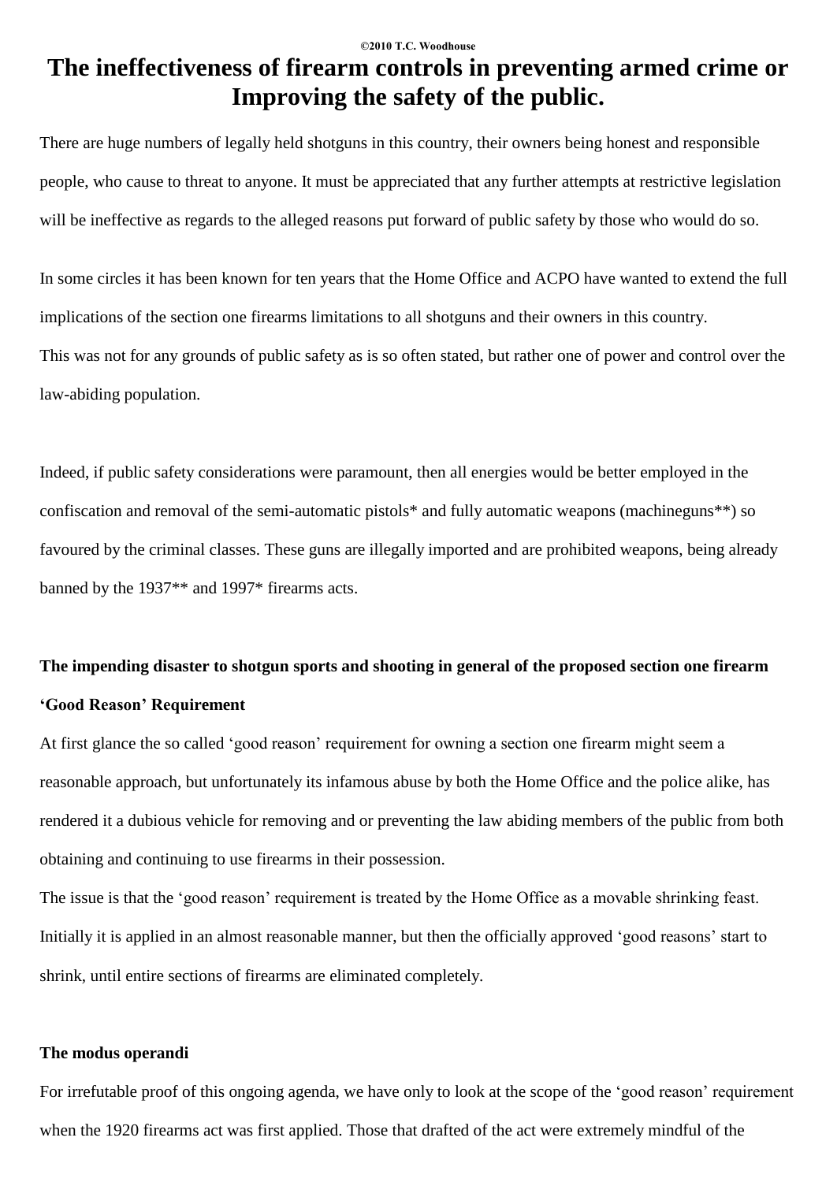©2010 T.C. Woodhouse

# The ineffectiveness of firearm controls in preventing armed crime or Improving the safety of the public.

There are huge numbers of legally held shotguns in this country, their owners being honest and responsible people, who cause to threat to anyone. It must be appreciated that any further attempts at restrictive legislation will be ineffective as regards to the alleged reasons put forward of public safety by those who would do so.

In some circles it has been known for ten years that the Home Office and ACPO have wanted to extend the full implications of the section one firearms limitations to all shotguns and their owners in this country.
This was not for any grounds of public safety as is so often stated, but rather one of power and control over the law-abiding population.

Indeed, if public safety considerations were paramount, then all energies would be better employed in the confiscation and removal of the semi-automatic pistols* and fully automatic weapons (machineguns**) so favoured by the criminal classes. These guns are illegally imported and are prohibited weapons, being already banned by the 1937** and 1997* firearms acts.

**The impending disaster to shotgun sports and shooting in general of the proposed section one firearm 'Good Reason' Requirement**

At first glance the so called 'good reason' requirement for owning a section one firearm might seem a reasonable approach, but unfortunately its infamous abuse by both the Home Office and the police alike, has rendered it a dubious vehicle for removing and or preventing the law abiding members of the public from both obtaining and continuing to use firearms in their possession.
The issue is that the 'good reason' requirement is treated by the Home Office as a movable shrinking feast. Initially it is applied in an almost reasonable manner, but then the officially approved 'good reasons' start to shrink, until entire sections of firearms are eliminated completely.

**The modus operandi**

For irrefutable proof of this ongoing agenda, we have only to look at the scope of the 'good reason' requirement when the 1920 firearms act was first applied. Those that drafted of the act were extremely mindful of the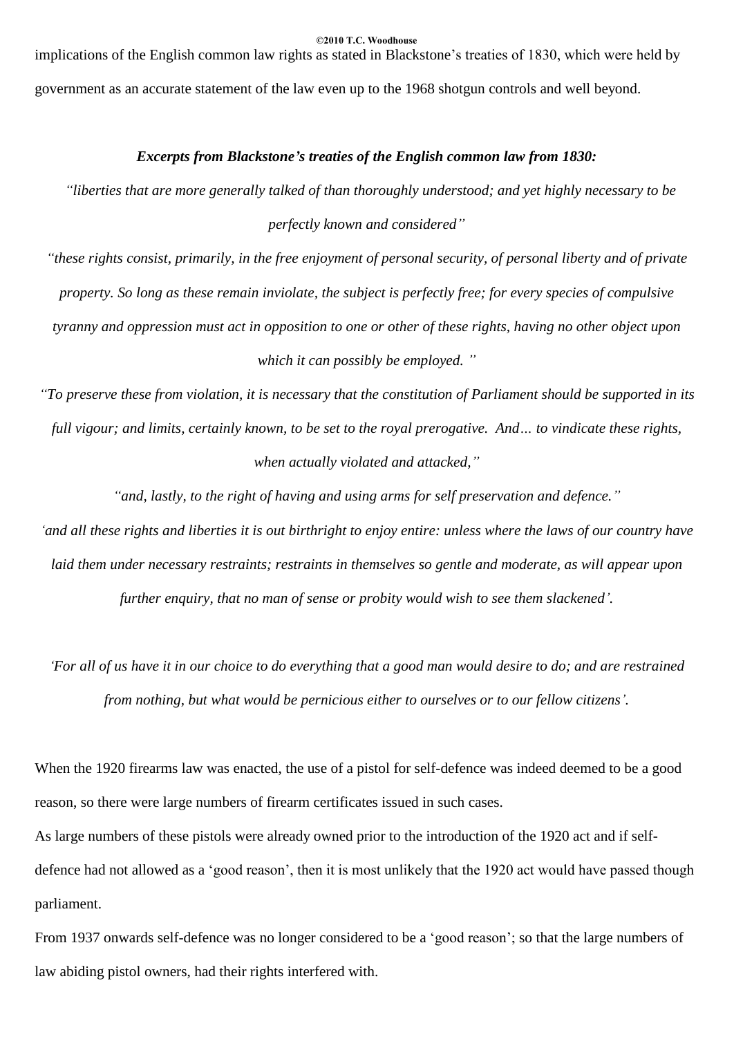implications of the English common law rights as stated in Blackstone's treaties of 1830, which were held by government as an accurate statement of the law even up to the 1968 shotgun controls and well beyond.

***Excerpts from Blackstone's treaties of the English common law from 1830:***

*"liberties that are more generally talked of than thoroughly understood; and yet highly necessary to be perfectly known and considered"*

*"these rights consist, primarily, in the free enjoyment of personal security, of personal liberty and of private property. So long as these remain inviolate, the subject is perfectly free; for every species of compulsive tyranny and oppression must act in opposition to one or other of these rights, having no other object upon which it can possibly be employed. "*

*"To preserve these from violation, it is necessary that the constitution of Parliament should be supported in its full vigour; and limits, certainly known, to be set to the royal prerogative. And… to vindicate these rights, when actually violated and attacked,"*

*"and, lastly, to the right of having and using arms for self preservation and defence."*

*'and all these rights and liberties it is out birthright to enjoy entire: unless where the laws of our country have laid them under necessary restraints; restraints in themselves so gentle and moderate, as will appear upon further enquiry, that no man of sense or probity would wish to see them slackened'.*

*'For all of us have it in our choice to do everything that a good man would desire to do; and are restrained from nothing, but what would be pernicious either to ourselves or to our fellow citizens'.*

When the 1920 firearms law was enacted, the use of a pistol for self-defence was indeed deemed to be a good reason, so there were large numbers of firearm certificates issued in such cases.

As large numbers of these pistols were already owned prior to the introduction of the 1920 act and if self-defence had not allowed as a 'good reason', then it is most unlikely that the 1920 act would have passed though parliament.

From 1937 onwards self-defence was no longer considered to be a 'good reason'; so that the large numbers of law abiding pistol owners, had their rights interfered with.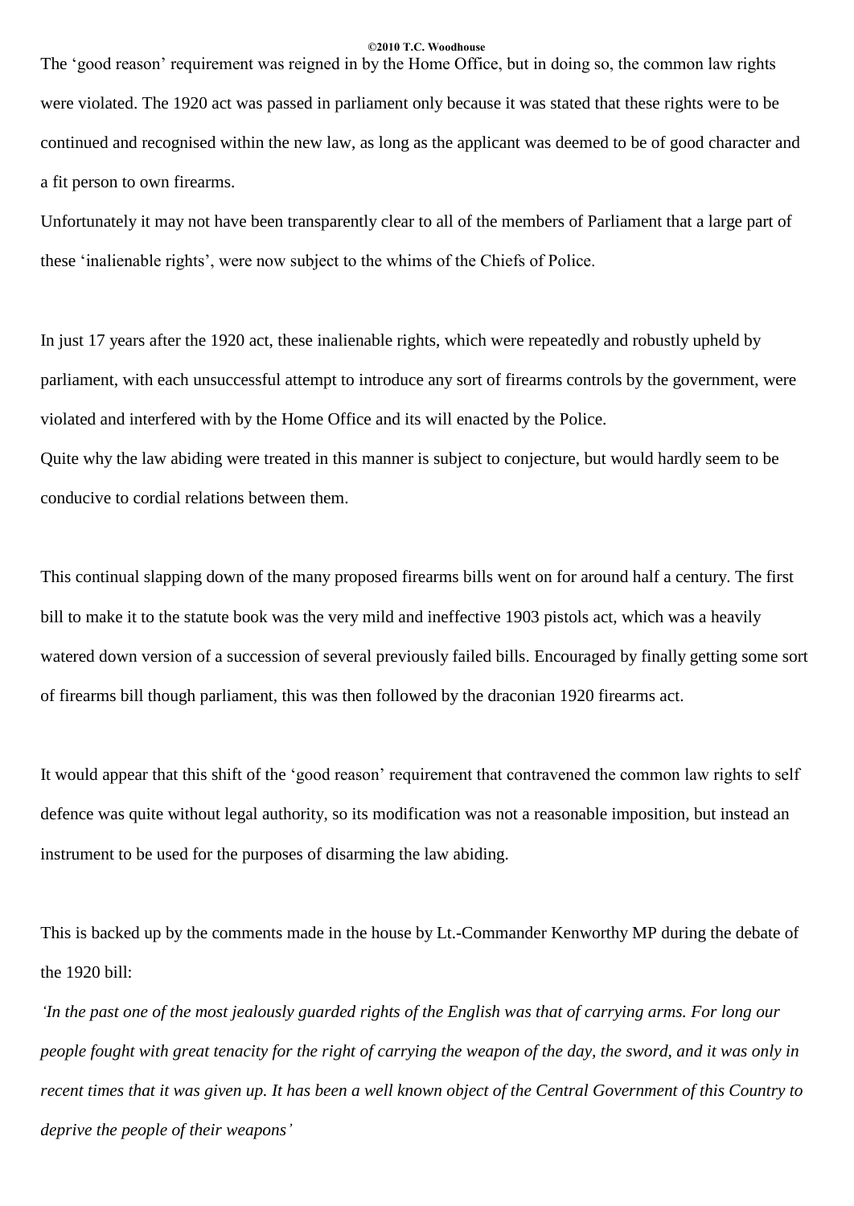The ‘good reason’ requirement was reigned in by the Home Office, but in doing so, the common law rights were violated. The 1920 act was passed in parliament only because it was stated that these rights were to be continued and recognised within the new law, as long as the applicant was deemed to be of good character and a fit person to own firearms.

Unfortunately it may not have been transparently clear to all of the members of Parliament that a large part of these ‘inalienable rights’, were now subject to the whims of the Chiefs of Police.

In just 17 years after the 1920 act, these inalienable rights, which were repeatedly and robustly upheld by parliament, with each unsuccessful attempt to introduce any sort of firearms controls by the government, were violated and interfered with by the Home Office and its will enacted by the Police.

Quite why the law abiding were treated in this manner is subject to conjecture, but would hardly seem to be conducive to cordial relations between them.

This continual slapping down of the many proposed firearms bills went on for around half a century. The first bill to make it to the statute book was the very mild and ineffective 1903 pistols act, which was a heavily watered down version of a succession of several previously failed bills. Encouraged by finally getting some sort of firearms bill though parliament, this was then followed by the draconian 1920 firearms act.

It would appear that this shift of the ‘good reason’ requirement that contravened the common law rights to self defence was quite without legal authority, so its modification was not a reasonable imposition, but instead an instrument to be used for the purposes of disarming the law abiding.

This is backed up by the comments made in the house by Lt.-Commander Kenworthy MP during the debate of the 1920 bill:

*‘In the past one of the most jealously guarded rights of the English was that of carrying arms. For long our people fought with great tenacity for the right of carrying the weapon of the day, the sword, and it was only in recent times that it was given up. It has been a well known object of the Central Government of this Country to deprive the people of their weapons’*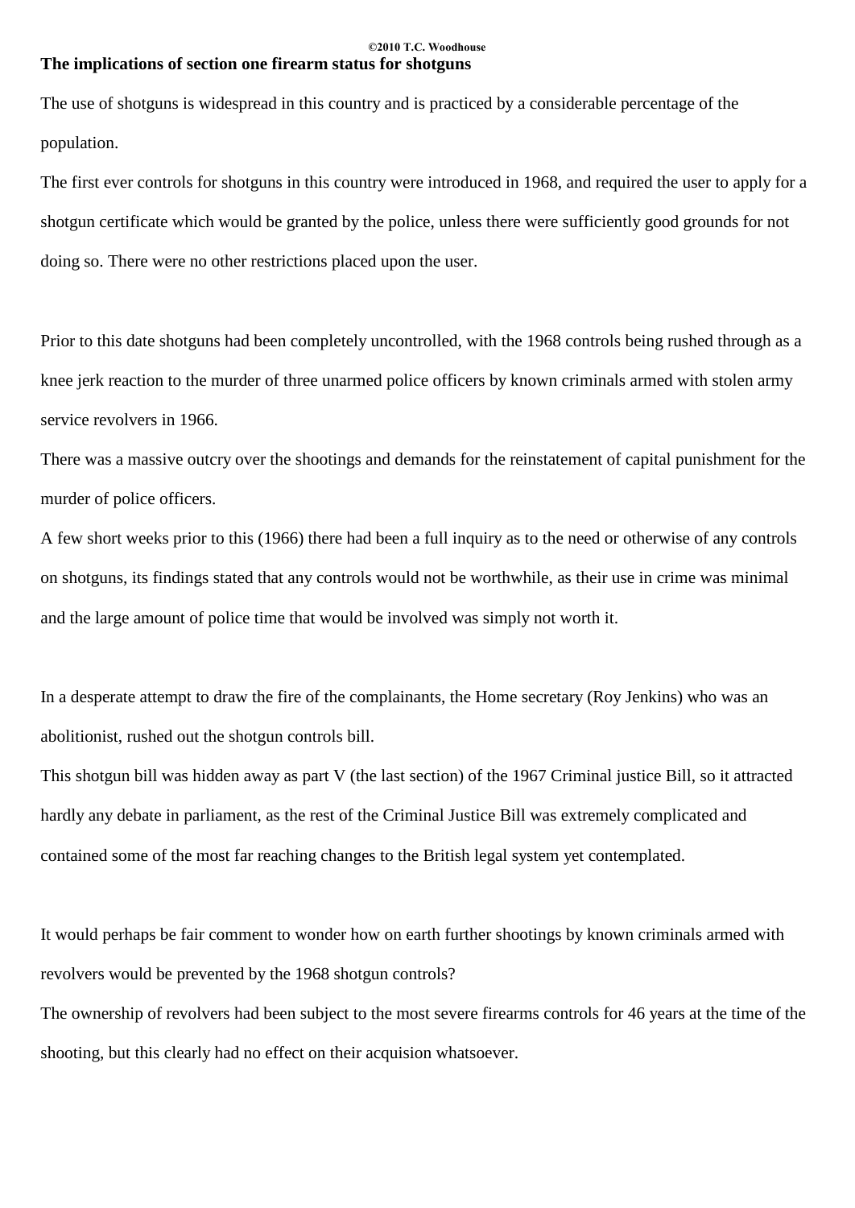## The implications of section one firearm status for shotguns

The use of shotguns is widespread in this country and is practiced by a considerable percentage of the population.

The first ever controls for shotguns in this country were introduced in 1968, and required the user to apply for a shotgun certificate which would be granted by the police, unless there were sufficiently good grounds for not doing so. There were no other restrictions placed upon the user.

Prior to this date shotguns had been completely uncontrolled, with the 1968 controls being rushed through as a knee jerk reaction to the murder of three unarmed police officers by known criminals armed with stolen army service revolvers in 1966.

There was a massive outcry over the shootings and demands for the reinstatement of capital punishment for the murder of police officers.

A few short weeks prior to this (1966) there had been a full inquiry as to the need or otherwise of any controls on shotguns, its findings stated that any controls would not be worthwhile, as their use in crime was minimal and the large amount of police time that would be involved was simply not worth it.

In a desperate attempt to draw the fire of the complainants, the Home secretary (Roy Jenkins) who was an abolitionist, rushed out the shotgun controls bill.

This shotgun bill was hidden away as part V (the last section) of the 1967 Criminal justice Bill, so it attracted hardly any debate in parliament, as the rest of the Criminal Justice Bill was extremely complicated and contained some of the most far reaching changes to the British legal system yet contemplated.

It would perhaps be fair comment to wonder how on earth further shootings by known criminals armed with revolvers would be prevented by the 1968 shotgun controls?

The ownership of revolvers had been subject to the most severe firearms controls for 46 years at the time of the shooting, but this clearly had no effect on their acquision whatsoever.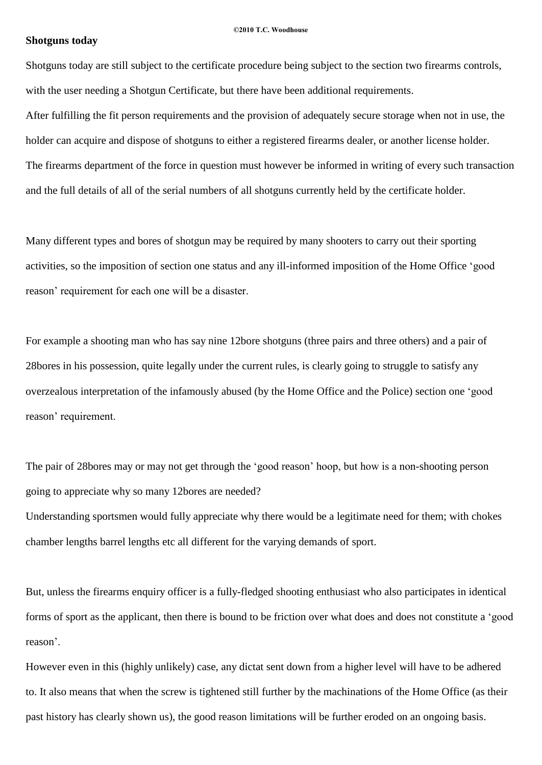## Shotguns today

Shotguns today are still subject to the certificate procedure being subject to the section two firearms controls, with the user needing a Shotgun Certificate, but there have been additional requirements.
After fulfilling the fit person requirements and the provision of adequately secure storage when not in use, the holder can acquire and dispose of shotguns to either a registered firearms dealer, or another license holder.
The firearms department of the force in question must however be informed in writing of every such transaction and the full details of all of the serial numbers of all shotguns currently held by the certificate holder.

Many different types and bores of shotgun may be required by many shooters to carry out their sporting activities, so the imposition of section one status and any ill-informed imposition of the Home Office 'good reason' requirement for each one will be a disaster.

For example a shooting man who has say nine 12bore shotguns (three pairs and three others) and a pair of 28bores in his possession, quite legally under the current rules, is clearly going to struggle to satisfy any overzealous interpretation of the infamously abused (by the Home Office and the Police) section one 'good reason' requirement.

The pair of 28bores may or may not get through the 'good reason' hoop, but how is a non-shooting person going to appreciate why so many 12bores are needed?
Understanding sportsmen would fully appreciate why there would be a legitimate need for them; with chokes chamber lengths barrel lengths etc all different for the varying demands of sport.

But, unless the firearms enquiry officer is a fully-fledged shooting enthusiast who also participates in identical forms of sport as the applicant, then there is bound to be friction over what does and does not constitute a 'good reason'.
However even in this (highly unlikely) case, any dictat sent down from a higher level will have to be adhered to. It also means that when the screw is tightened still further by the machinations of the Home Office (as their past history has clearly shown us), the good reason limitations will be further eroded on an ongoing basis.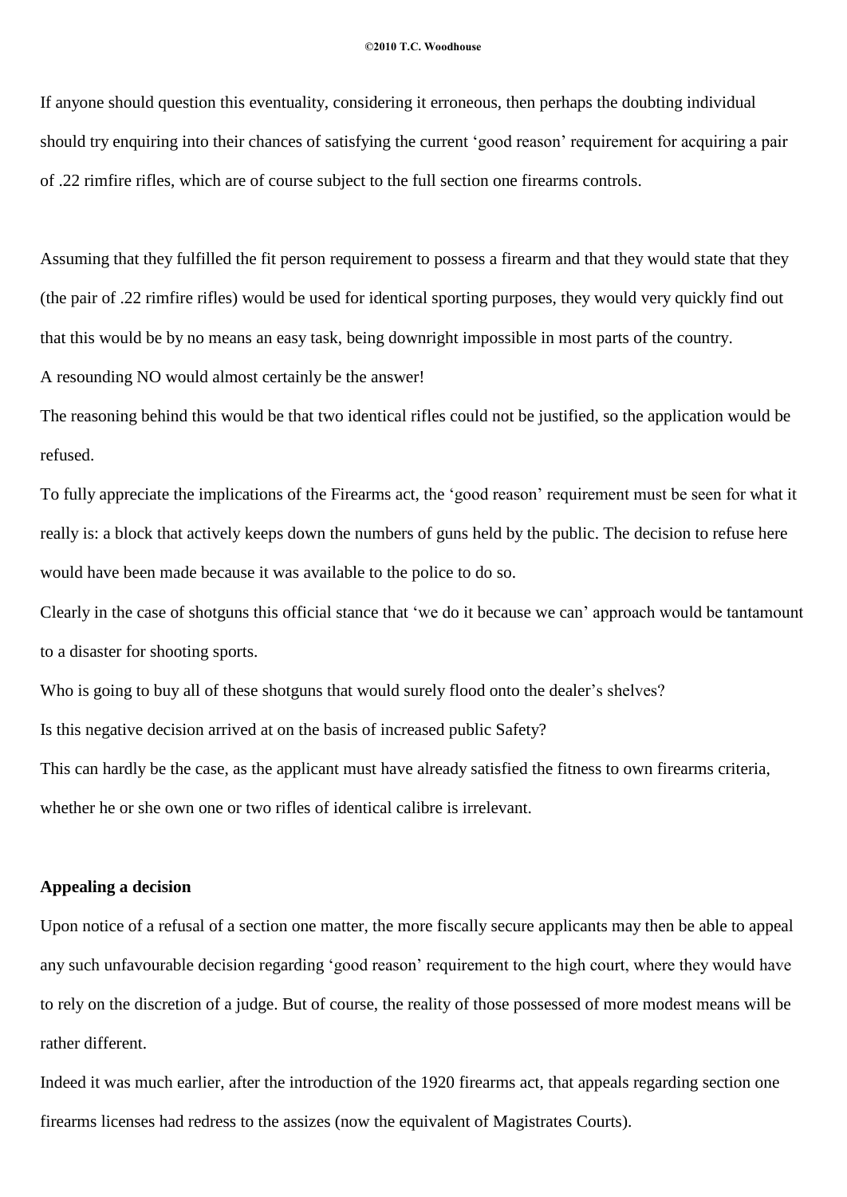If anyone should question this eventuality, considering it erroneous, then perhaps the doubting individual should try enquiring into their chances of satisfying the current 'good reason' requirement for acquiring a pair of .22 rimfire rifles, which are of course subject to the full section one firearms controls.

Assuming that they fulfilled the fit person requirement to possess a firearm and that they would state that they (the pair of .22 rimfire rifles) would be used for identical sporting purposes, they would very quickly find out that this would be by no means an easy task, being downright impossible in most parts of the country.

A resounding NO would almost certainly be the answer!

The reasoning behind this would be that two identical rifles could not be justified, so the application would be refused.

To fully appreciate the implications of the Firearms act, the 'good reason' requirement must be seen for what it really is: a block that actively keeps down the numbers of guns held by the public. The decision to refuse here would have been made because it was available to the police to do so.

Clearly in the case of shotguns this official stance that 'we do it because we can' approach would be tantamount to a disaster for shooting sports.

Who is going to buy all of these shotguns that would surely flood onto the dealer's shelves?

Is this negative decision arrived at on the basis of increased public Safety?

This can hardly be the case, as the applicant must have already satisfied the fitness to own firearms criteria, whether he or she own one or two rifles of identical calibre is irrelevant.

**Appealing a decision**

Upon notice of a refusal of a section one matter, the more fiscally secure applicants may then be able to appeal any such unfavourable decision regarding 'good reason' requirement to the high court, where they would have to rely on the discretion of a judge. But of course, the reality of those possessed of more modest means will be rather different.

Indeed it was much earlier, after the introduction of the 1920 firearms act, that appeals regarding section one firearms licenses had redress to the assizes (now the equivalent of Magistrates Courts).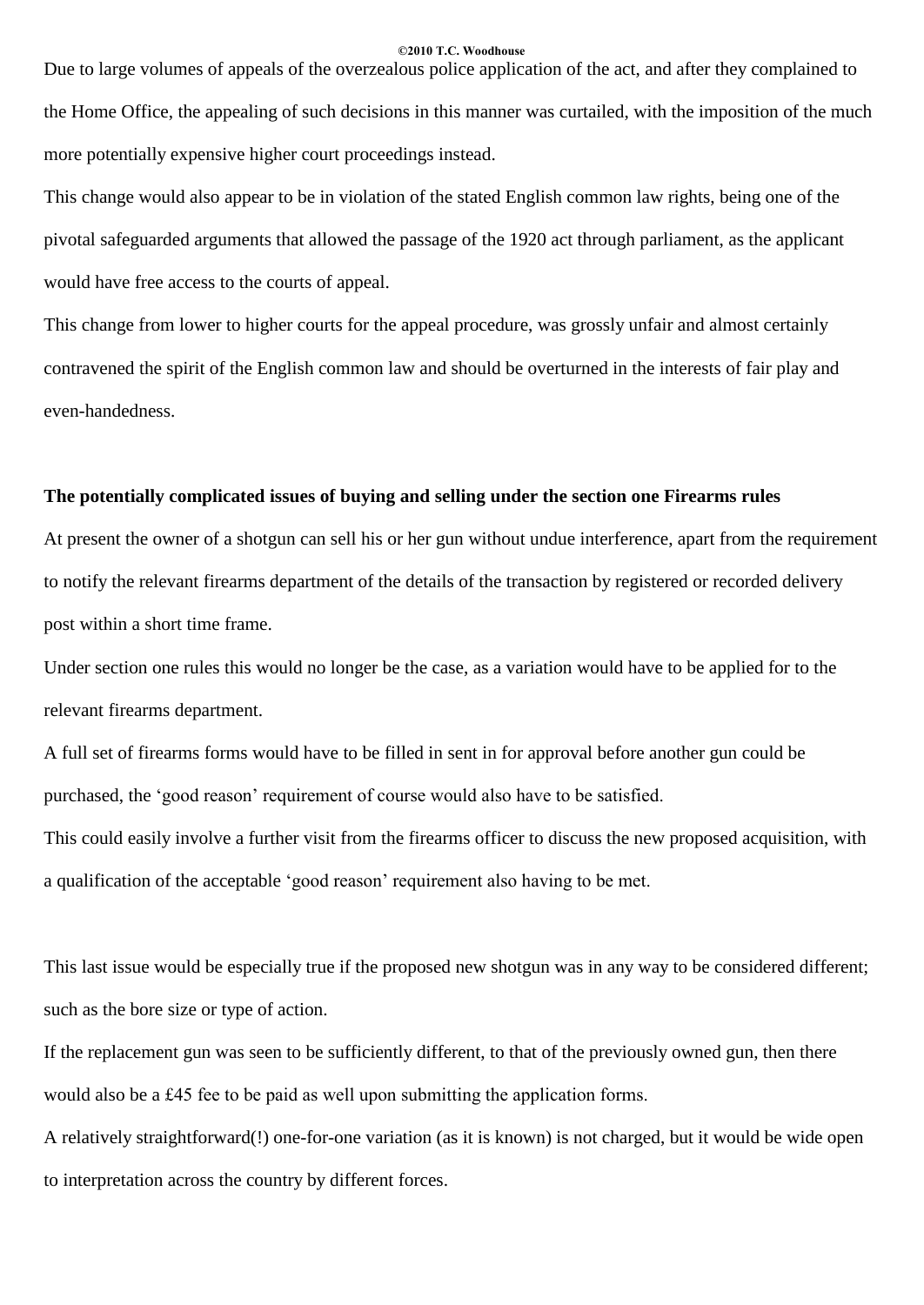Due to large volumes of appeals of the overzealous police application of the act, and after they complained to the Home Office, the appealing of such decisions in this manner was curtailed, with the imposition of the much more potentially expensive higher court proceedings instead.

This change would also appear to be in violation of the stated English common law rights, being one of the pivotal safeguarded arguments that allowed the passage of the 1920 act through parliament, as the applicant would have free access to the courts of appeal.

This change from lower to higher courts for the appeal procedure, was grossly unfair and almost certainly contravened the spirit of the English common law and should be overturned in the interests of fair play and even-handedness.

**The potentially complicated issues of buying and selling under the section one Firearms rules**

At present the owner of a shotgun can sell his or her gun without undue interference, apart from the requirement to notify the relevant firearms department of the details of the transaction by registered or recorded delivery post within a short time frame.

Under section one rules this would no longer be the case, as a variation would have to be applied for to the relevant firearms department.

A full set of firearms forms would have to be filled in sent in for approval before another gun could be purchased, the 'good reason' requirement of course would also have to be satisfied.

This could easily involve a further visit from the firearms officer to discuss the new proposed acquisition, with a qualification of the acceptable 'good reason' requirement also having to be met.

This last issue would be especially true if the proposed new shotgun was in any way to be considered different; such as the bore size or type of action.

If the replacement gun was seen to be sufficiently different, to that of the previously owned gun, then there would also be a £45 fee to be paid as well upon submitting the application forms.

A relatively straightforward(!) one-for-one variation (as it is known) is not charged, but it would be wide open to interpretation across the country by different forces.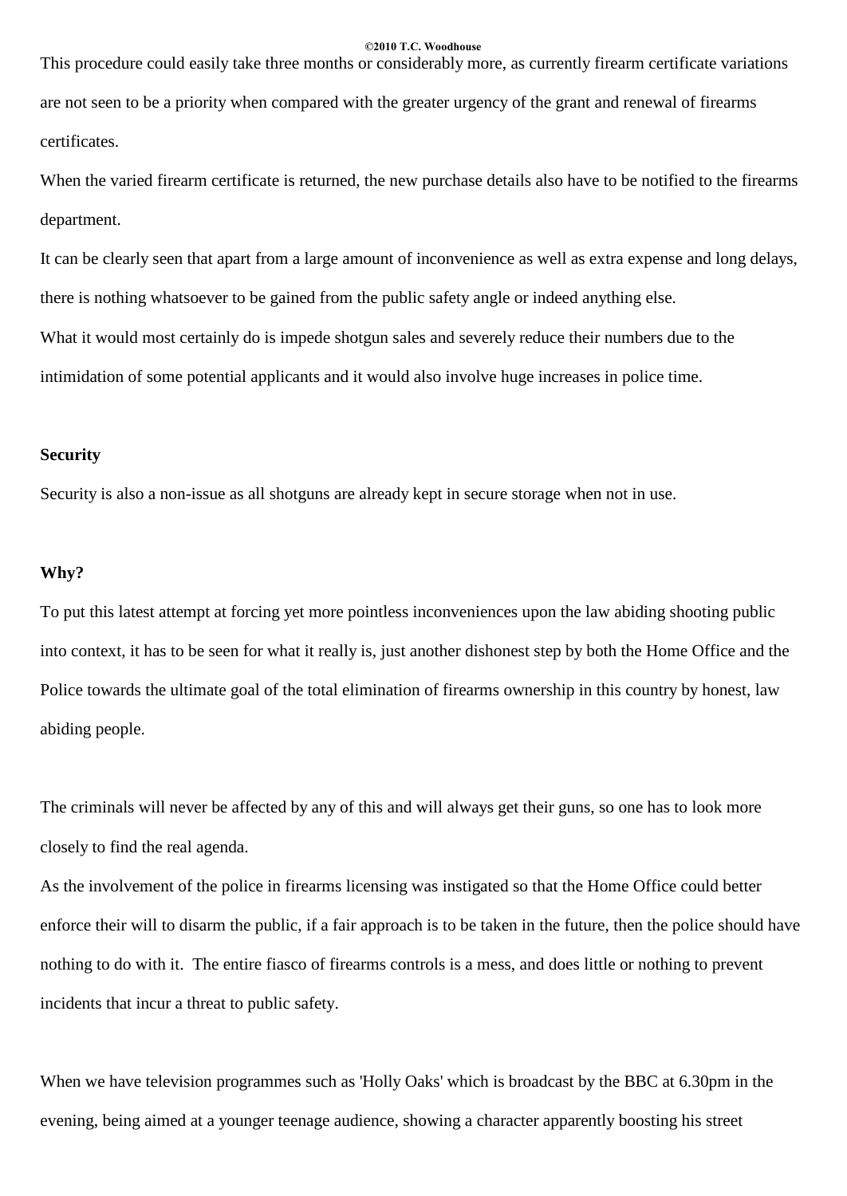This procedure could easily take three months or considerably more, as currently firearm certificate variations are not seen to be a priority when compared with the greater urgency of the grant and renewal of firearms certificates.

When the varied firearm certificate is returned, the new purchase details also have to be notified to the firearms department.

It can be clearly seen that apart from a large amount of inconvenience as well as extra expense and long delays, there is nothing whatsoever to be gained from the public safety angle or indeed anything else.

What it would most certainly do is impede shotgun sales and severely reduce their numbers due to the intimidation of some potential applicants and it would also involve huge increases in police time.

**Security**

Security is also a non-issue as all shotguns are already kept in secure storage when not in use.

**Why?**

To put this latest attempt at forcing yet more pointless inconveniences upon the law abiding shooting public into context, it has to be seen for what it really is, just another dishonest step by both the Home Office and the Police towards the ultimate goal of the total elimination of firearms ownership in this country by honest, law abiding people.

The criminals will never be affected by any of this and will always get their guns, so one has to look more closely to find the real agenda.

As the involvement of the police in firearms licensing was instigated so that the Home Office could better enforce their will to disarm the public, if a fair approach is to be taken in the future, then the police should have nothing to do with it. The entire fiasco of firearms controls is a mess, and does little or nothing to prevent incidents that incur a threat to public safety.

When we have television programmes such as 'Holly Oaks' which is broadcast by the BBC at 6.30pm in the evening, being aimed at a younger teenage audience, showing a character apparently boosting his street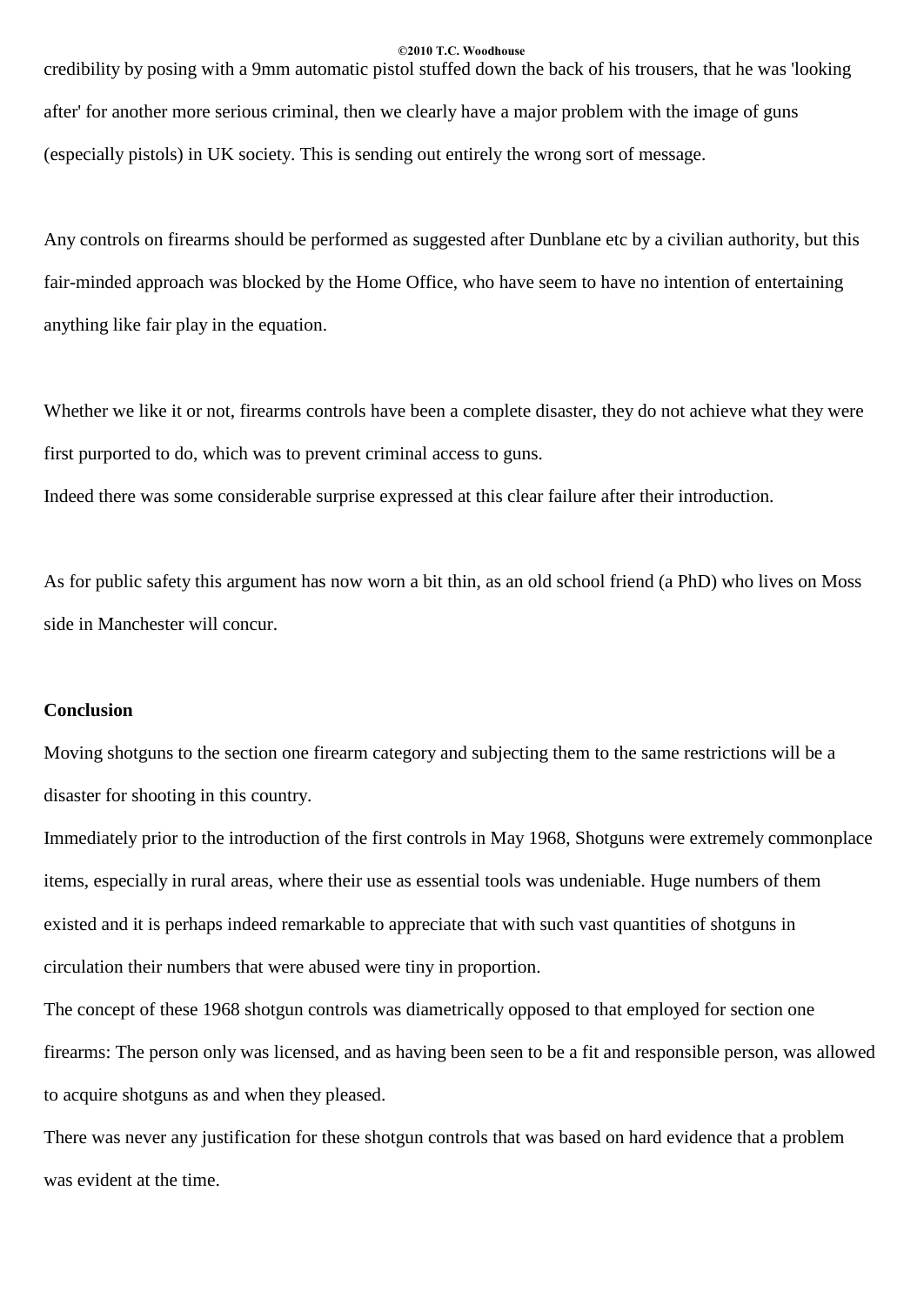credibility by posing with a 9mm automatic pistol stuffed down the back of his trousers, that he was 'looking after' for another more serious criminal, then we clearly have a major problem with the image of guns (especially pistols) in UK society. This is sending out entirely the wrong sort of message.

Any controls on firearms should be performed as suggested after Dunblane etc by a civilian authority, but this fair-minded approach was blocked by the Home Office, who have seem to have no intention of entertaining anything like fair play in the equation.

Whether we like it or not, firearms controls have been a complete disaster, they do not achieve what they were first purported to do, which was to prevent criminal access to guns.
Indeed there was some considerable surprise expressed at this clear failure after their introduction.

As for public safety this argument has now worn a bit thin, as an old school friend (a PhD) who lives on Moss side in Manchester will concur.

**Conclusion**

Moving shotguns to the section one firearm category and subjecting them to the same restrictions will be a disaster for shooting in this country.
Immediately prior to the introduction of the first controls in May 1968, Shotguns were extremely commonplace items, especially in rural areas, where their use as essential tools was undeniable. Huge numbers of them existed and it is perhaps indeed remarkable to appreciate that with such vast quantities of shotguns in circulation their numbers that were abused were tiny in proportion.
The concept of these 1968 shotgun controls was diametrically opposed to that employed for section one firearms: The person only was licensed, and as having been seen to be a fit and responsible person, was allowed to acquire shotguns as and when they pleased.
There was never any justification for these shotgun controls that was based on hard evidence that a problem was evident at the time.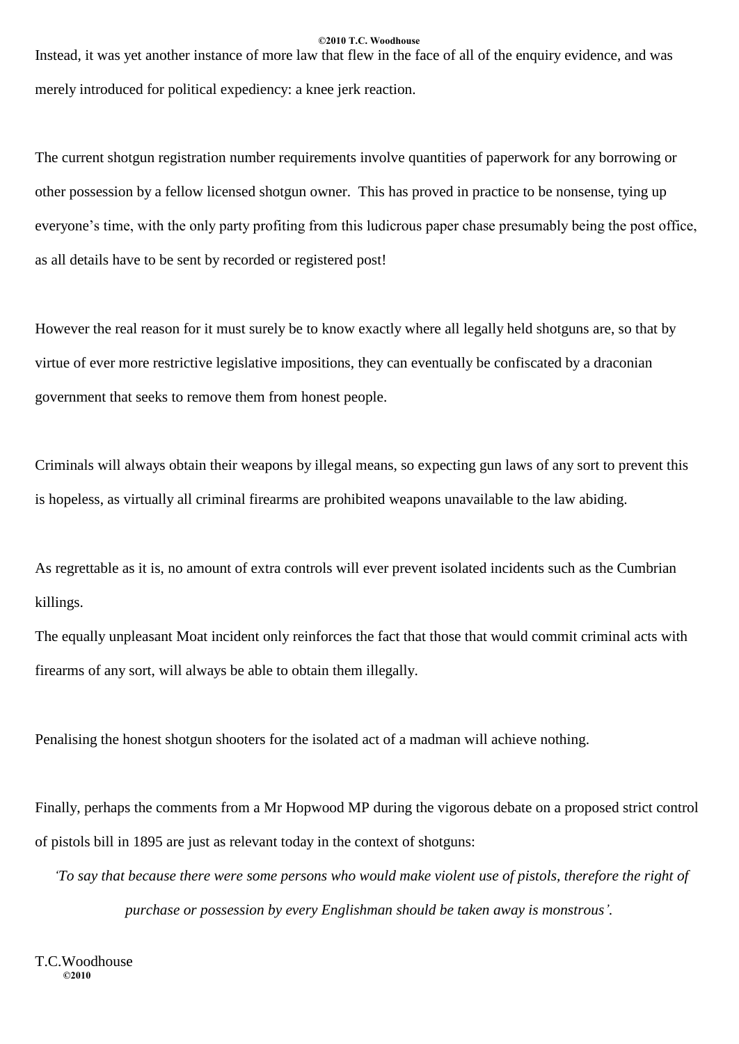Instead, it was yet another instance of more law that flew in the face of all of the enquiry evidence, and was merely introduced for political expediency: a knee jerk reaction.

The current shotgun registration number requirements involve quantities of paperwork for any borrowing or other possession by a fellow licensed shotgun owner. This has proved in practice to be nonsense, tying up everyone's time, with the only party profiting from this ludicrous paper chase presumably being the post office, as all details have to be sent by recorded or registered post!

However the real reason for it must surely be to know exactly where all legally held shotguns are, so that by virtue of ever more restrictive legislative impositions, they can eventually be confiscated by a draconian government that seeks to remove them from honest people.

Criminals will always obtain their weapons by illegal means, so expecting gun laws of any sort to prevent this is hopeless, as virtually all criminal firearms are prohibited weapons unavailable to the law abiding.

As regrettable as it is, no amount of extra controls will ever prevent isolated incidents such as the Cumbrian killings.

The equally unpleasant Moat incident only reinforces the fact that those that would commit criminal acts with firearms of any sort, will always be able to obtain them illegally.

Penalising the honest shotgun shooters for the isolated act of a madman will achieve nothing.

Finally, perhaps the comments from a Mr Hopwood MP during the vigorous debate on a proposed strict control of pistols bill in 1895 are just as relevant today in the context of shotguns:

*'To say that because there were some persons who would make violent use of pistols, therefore the right of purchase or possession by every Englishman should be taken away is monstrous'.*

T.C.Woodhouse
©2010